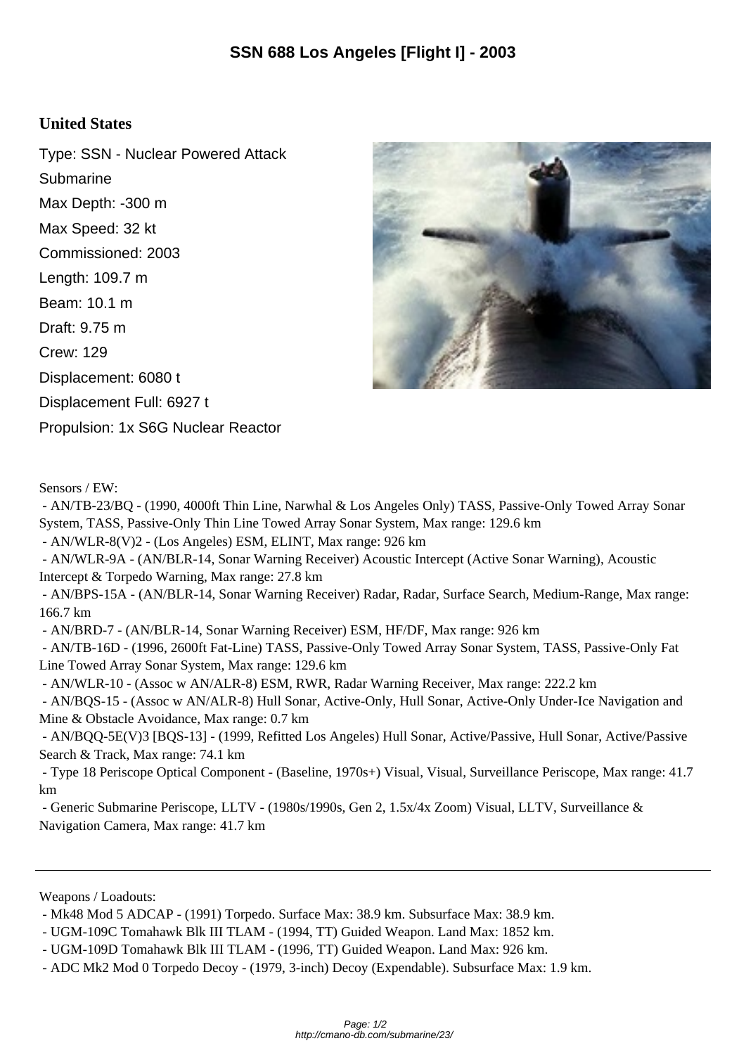# SSN 688 Los Angeles [Flight I] - 2003

## United States

Type: SSN - Nuclear Powered Attack Submarine
Max Depth: -300 m
Max Speed: 32 kt
Commissioned: 2003
Length: 109.7 m
Beam: 10.1 m
Draft: 9.75 m
Crew: 129
Displacement: 6080 t
Displacement Full: 6927 t
Propulsion: 1x S6G Nuclear Reactor

Sensors / EW:

- AN/TB-23/BQ - (1990, 4000ft Thin Line, Narwhal & Los Angeles Only) TASS, Passive-Only Towed Array Sonar System, TASS, Passive-Only Thin Line Towed Array Sonar System, Max range: 129.6 km
- AN/WLR-8(V)2 - (Los Angeles) ESM, ELINT, Max range: 926 km
- AN/WLR-9A - (AN/BLR-14, Sonar Warning Receiver) Acoustic Intercept (Active Sonar Warning), Acoustic Intercept & Torpedo Warning, Max range: 27.8 km
- AN/BPS-15A - (AN/BLR-14, Sonar Warning Receiver) Radar, Radar, Surface Search, Medium-Range, Max range: 166.7 km
- AN/BRD-7 - (AN/BLR-14, Sonar Warning Receiver) ESM, HF/DF, Max range: 926 km
- AN/TB-16D - (1996, 2600ft Fat-Line) TASS, Passive-Only Towed Array Sonar System, TASS, Passive-Only Fat Line Towed Array Sonar System, Max range: 129.6 km
- AN/WLR-10 - (Assoc w AN/ALR-8) ESM, RWR, Radar Warning Receiver, Max range: 222.2 km
- AN/BQS-15 - (Assoc w AN/ALR-8) Hull Sonar, Active-Only, Hull Sonar, Active-Only Under-Ice Navigation and Mine & Obstacle Avoidance, Max range: 0.7 km
- AN/BQQ-5E(V)3 [BQS-13] - (1999, Refitted Los Angeles) Hull Sonar, Active/Passive, Hull Sonar, Active/Passive Search & Track, Max range: 74.1 km
- Type 18 Periscope Optical Component - (Baseline, 1970s+) Visual, Visual, Surveillance Periscope, Max range: 41.7 km
- Generic Submarine Periscope, LLTV - (1980s/1990s, Gen 2, 1.5x/4x Zoom) Visual, LLTV, Surveillance & Navigation Camera, Max range: 41.7 km

---

Weapons / Loadouts:

- Mk48 Mod 5 ADCAP - (1991) Torpedo. Surface Max: 38.9 km. Subsurface Max: 38.9 km.
- UGM-109C Tomahawk Blk III TLAM - (1994, TT) Guided Weapon. Land Max: 1852 km.
- UGM-109D Tomahawk Blk III TLAM - (1996, TT) Guided Weapon. Land Max: 926 km.
- ADC Mk2 Mod 0 Torpedo Decoy - (1979, 3-inch) Decoy (Expendable). Subsurface Max: 1.9 km.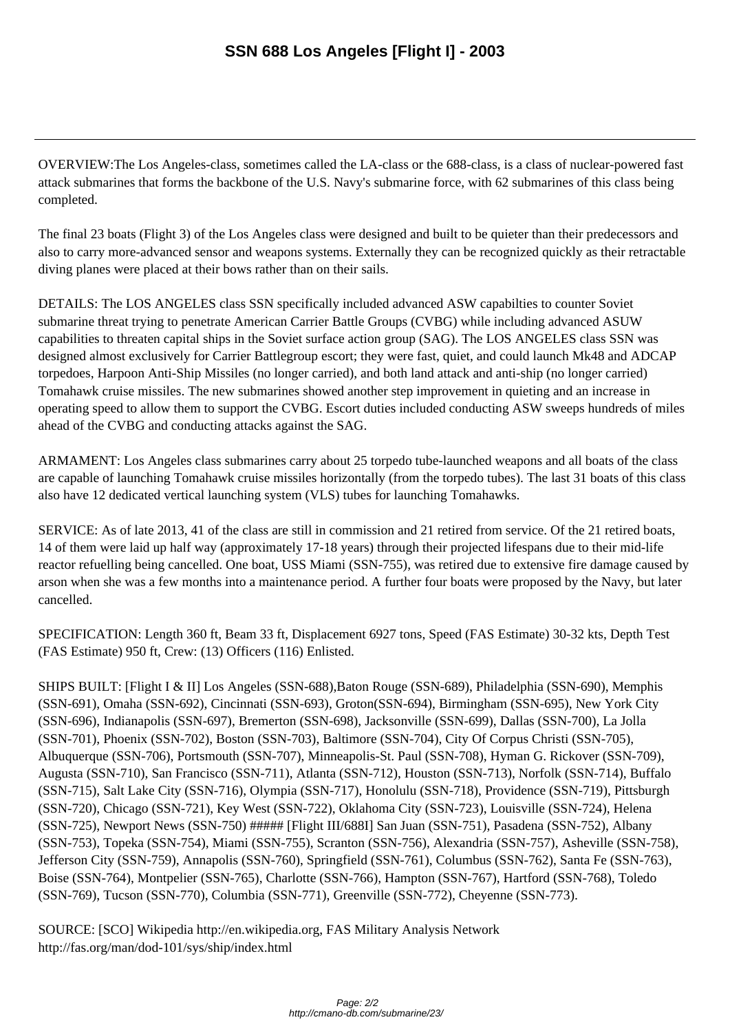# SSN 688 Los Angeles [Flight I] - 2003

---

OVERVIEW:The Los Angeles-class, sometimes called the LA-class or the 688-class, is a class of nuclear-powered fast attack submarines that forms the backbone of the U.S. Navy's submarine force, with 62 submarines of this class being completed.

The final 23 boats (Flight 3) of the Los Angeles class were designed and built to be quieter than their predecessors and also to carry more-advanced sensor and weapons systems. Externally they can be recognized quickly as their retractable diving planes were placed at their bows rather than on their sails.

DETAILS: The LOS ANGELES class SSN specifically included advanced ASW capabilties to counter Soviet submarine threat trying to penetrate American Carrier Battle Groups (CVBG) while including advanced ASUW capabilities to threaten capital ships in the Soviet surface action group (SAG). The LOS ANGELES class SSN was designed almost exclusively for Carrier Battlegroup escort; they were fast, quiet, and could launch Mk48 and ADCAP torpedoes, Harpoon Anti-Ship Missiles (no longer carried), and both land attack and anti-ship (no longer carried) Tomahawk cruise missiles. The new submarines showed another step improvement in quieting and an increase in operating speed to allow them to support the CVBG. Escort duties included conducting ASW sweeps hundreds of miles ahead of the CVBG and conducting attacks against the SAG.

ARMAMENT: Los Angeles class submarines carry about 25 torpedo tube-launched weapons and all boats of the class are capable of launching Tomahawk cruise missiles horizontally (from the torpedo tubes). The last 31 boats of this class also have 12 dedicated vertical launching system (VLS) tubes for launching Tomahawks.

SERVICE: As of late 2013, 41 of the class are still in commission and 21 retired from service. Of the 21 retired boats, 14 of them were laid up half way (approximately 17-18 years) through their projected lifespans due to their mid-life reactor refuelling being cancelled. One boat, USS Miami (SSN-755), was retired due to extensive fire damage caused by arson when she was a few months into a maintenance period. A further four boats were proposed by the Navy, but later cancelled.

SPECIFICATION: Length 360 ft, Beam 33 ft, Displacement 6927 tons, Speed (FAS Estimate) 30-32 kts, Depth Test (FAS Estimate) 950 ft, Crew: (13) Officers (116) Enlisted.

SHIPS BUILT: [Flight I & II] Los Angeles (SSN-688),Baton Rouge (SSN-689), Philadelphia (SSN-690), Memphis (SSN-691), Omaha (SSN-692), Cincinnati (SSN-693), Groton(SSN-694), Birmingham (SSN-695), New York City (SSN-696), Indianapolis (SSN-697), Bremerton (SSN-698), Jacksonville (SSN-699), Dallas (SSN-700), La Jolla (SSN-701), Phoenix (SSN-702), Boston (SSN-703), Baltimore (SSN-704), City Of Corpus Christi (SSN-705), Albuquerque (SSN-706), Portsmouth (SSN-707), Minneapolis-St. Paul (SSN-708), Hyman G. Rickover (SSN-709), Augusta (SSN-710), San Francisco (SSN-711), Atlanta (SSN-712), Houston (SSN-713), Norfolk (SSN-714), Buffalo (SSN-715), Salt Lake City (SSN-716), Olympia (SSN-717), Honolulu (SSN-718), Providence (SSN-719), Pittsburgh (SSN-720), Chicago (SSN-721), Key West (SSN-722), Oklahoma City (SSN-723), Louisville (SSN-724), Helena (SSN-725), Newport News (SSN-750) ##### [Flight III/688I] San Juan (SSN-751), Pasadena (SSN-752), Albany (SSN-753), Topeka (SSN-754), Miami (SSN-755), Scranton (SSN-756), Alexandria (SSN-757), Asheville (SSN-758), Jefferson City (SSN-759), Annapolis (SSN-760), Springfield (SSN-761), Columbus (SSN-762), Santa Fe (SSN-763), Boise (SSN-764), Montpelier (SSN-765), Charlotte (SSN-766), Hampton (SSN-767), Hartford (SSN-768), Toledo (SSN-769), Tucson (SSN-770), Columbia (SSN-771), Greenville (SSN-772), Cheyenne (SSN-773).

SOURCE: [SCO] Wikipedia http://en.wikipedia.org, FAS Military Analysis Network http://fas.org/man/dod-101/sys/ship/index.html